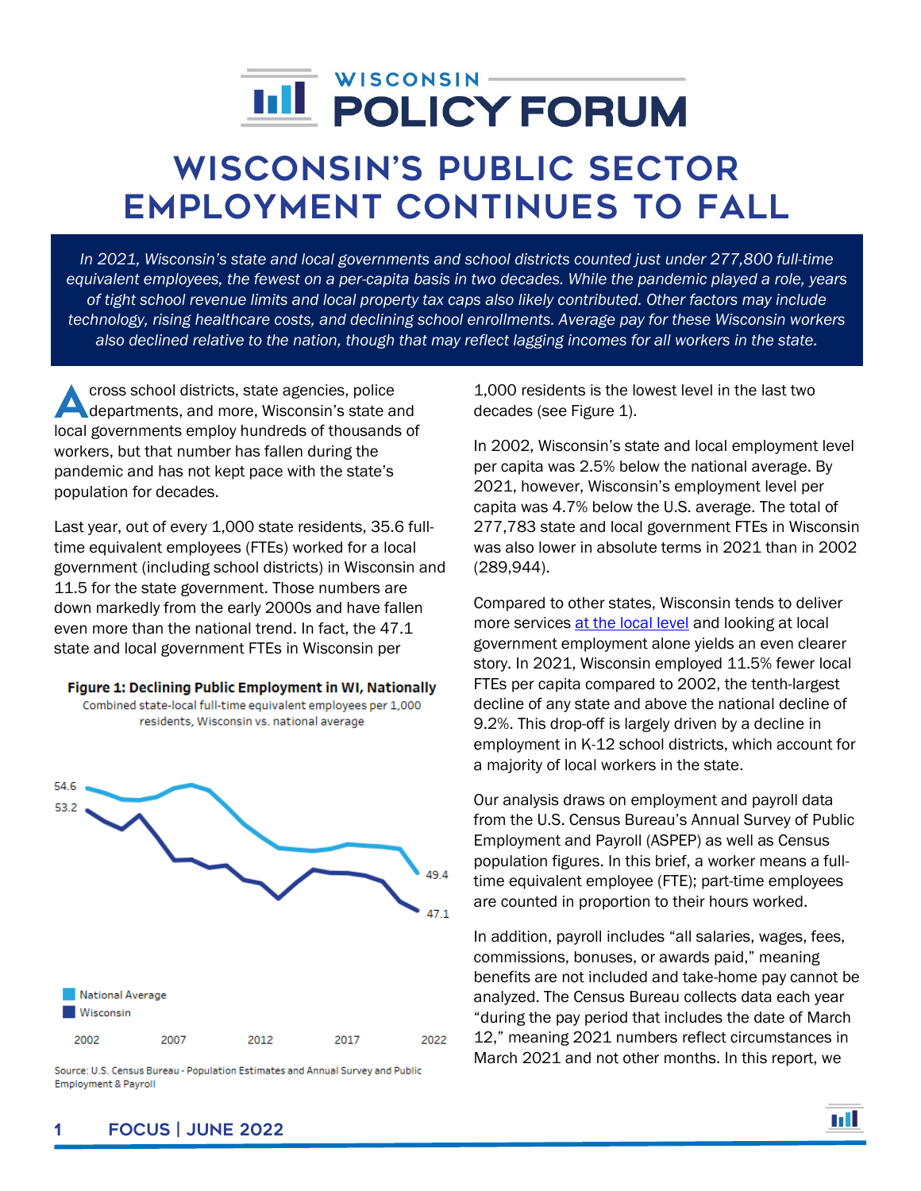# WISCONSIN'S PUBLIC SECTOR EMPLOYMENT CONTINUES TO FALL

*In 2021, Wisconsin's state and local governments and school districts counted just under 277,800 full-time equivalent employees, the fewest on a per-capita basis in two decades. While the pandemic played a role, years of tight school revenue limits and local property tax caps also likely contributed. Other factors may include technology, rising healthcare costs, and declining school enrollments. Average pay for these Wisconsin workers also declined relative to the nation, though that may reflect lagging incomes for all workers in the state.*

Across school districts, state agencies, police departments, and more, Wisconsin's state and local governments employ hundreds of thousands of workers, but that number has fallen during the pandemic and has not kept pace with the state's population for decades.

Last year, out of every 1,000 state residents, 35.6 full-time equivalent employees (FTEs) worked for a local government (including school districts) in Wisconsin and 11.5 for the state government. Those numbers are down markedly from the early 2000s and have fallen even more than the national trend. In fact, the 47.1 state and local government FTEs in Wisconsin per 1,000 residents is the lowest level in the last two decades (see Figure 1).

**Figure 1: Declining Public Employment in WI, Nationally**

Combined state-local full-time equivalent employees per 1,000 residents, Wisconsin vs. national average

| Series | 2002 | 2022 |
| --- | --- | --- |
| National Average | 54.6 | 49.4 |
| Wisconsin | 53.2 | 47.1 |

Source: U.S. Census Bureau - Population Estimates and Annual Survey and Public Employment & Payroll

In 2002, Wisconsin's state and local employment level per capita was 2.5% below the national average. By 2021, however, Wisconsin's employment level per capita was 4.7% below the U.S. average. The total of 277,783 state and local government FTEs in Wisconsin was also lower in absolute terms in 2021 than in 2002 (289,944).

Compared to other states, Wisconsin tends to deliver more services at the local level and looking at local government employment alone yields an even clearer story. In 2021, Wisconsin employed 11.5% fewer local FTEs per capita compared to 2002, the tenth-largest decline of any state and above the national decline of 9.2%. This drop-off is largely driven by a decline in employment in K-12 school districts, which account for a majority of local workers in the state.

Our analysis draws on employment and payroll data from the U.S. Census Bureau's Annual Survey of Public Employment and Payroll (ASPEP) as well as Census population figures. In this brief, a worker means a full-time equivalent employee (FTE); part-time employees are counted in proportion to their hours worked.

In addition, payroll includes "all salaries, wages, fees, commissions, bonuses, or awards paid," meaning benefits are not included and take-home pay cannot be analyzed. The Census Bureau collects data each year "during the pay period that includes the date of March 12," meaning 2021 numbers reflect circumstances in March 2021 and not other months. In this report, we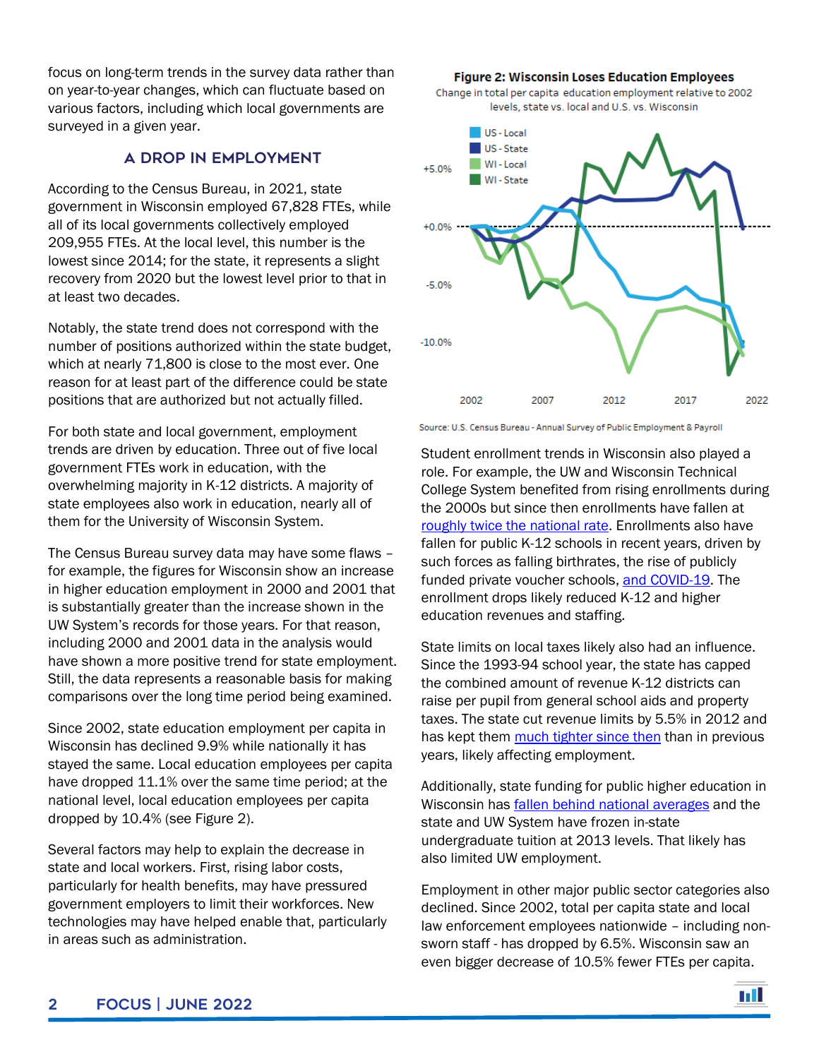focus on long-term trends in the survey data rather than on year-to-year changes, which can fluctuate based on various factors, including which local governments are surveyed in a given year.

## A DROP IN EMPLOYMENT

According to the Census Bureau, in 2021, state government in Wisconsin employed 67,828 FTEs, while all of its local governments collectively employed 209,955 FTEs. At the local level, this number is the lowest since 2014; for the state, it represents a slight recovery from 2020 but the lowest level prior to that in at least two decades.

Notably, the state trend does not correspond with the number of positions authorized within the state budget, which at nearly 71,800 is close to the most ever. One reason for at least part of the difference could be state positions that are authorized but not actually filled.

For both state and local government, employment trends are driven by education. Three out of five local government FTEs work in education, with the overwhelming majority in K-12 districts. A majority of state employees also work in education, nearly all of them for the University of Wisconsin System.

The Census Bureau survey data may have some flaws – for example, the figures for Wisconsin show an increase in higher education employment in 2000 and 2001 that is substantially greater than the increase shown in the UW System's records for those years. For that reason, including 2000 and 2001 data in the analysis would have shown a more positive trend for state employment. Still, the data represents a reasonable basis for making comparisons over the long time period being examined.

Since 2002, state education employment per capita in Wisconsin has declined 9.9% while nationally it has stayed the same. Local education employees per capita have dropped 11.1% over the same time period; at the national level, local education employees per capita dropped by 10.4% (see Figure 2).

Several factors may help to explain the decrease in state and local workers. First, rising labor costs, particularly for health benefits, may have pressured government employers to limit their workforces. New technologies may have helped enable that, particularly in areas such as administration.

**Figure 2: Wisconsin Loses Education Employees**

Change in total per capita education employment relative to 2002 levels, state vs. local and U.S. vs. Wisconsin

Source: U.S. Census Bureau - Annual Survey of Public Employment & Payroll

Student enrollment trends in Wisconsin also played a role. For example, the UW and Wisconsin Technical College System benefited from rising enrollments during the 2000s but since then enrollments have fallen at roughly twice the national rate. Enrollments also have fallen for public K-12 schools in recent years, driven by such forces as falling birthrates, the rise of publicly funded private voucher schools, and COVID-19. The enrollment drops likely reduced K-12 and higher education revenues and staffing.

State limits on local taxes likely also had an influence. Since the 1993-94 school year, the state has capped the combined amount of revenue K-12 districts can raise per pupil from general school aids and property taxes. The state cut revenue limits by 5.5% in 2012 and has kept them much tighter since then than in previous years, likely affecting employment.

Additionally, state funding for public higher education in Wisconsin has fallen behind national averages and the state and UW System have frozen in-state undergraduate tuition at 2013 levels. That likely has also limited UW employment.

Employment in other major public sector categories also declined. Since 2002, total per capita state and local law enforcement employees nationwide – including non-sworn staff - has dropped by 6.5%. Wisconsin saw an even bigger decrease of 10.5% fewer FTEs per capita.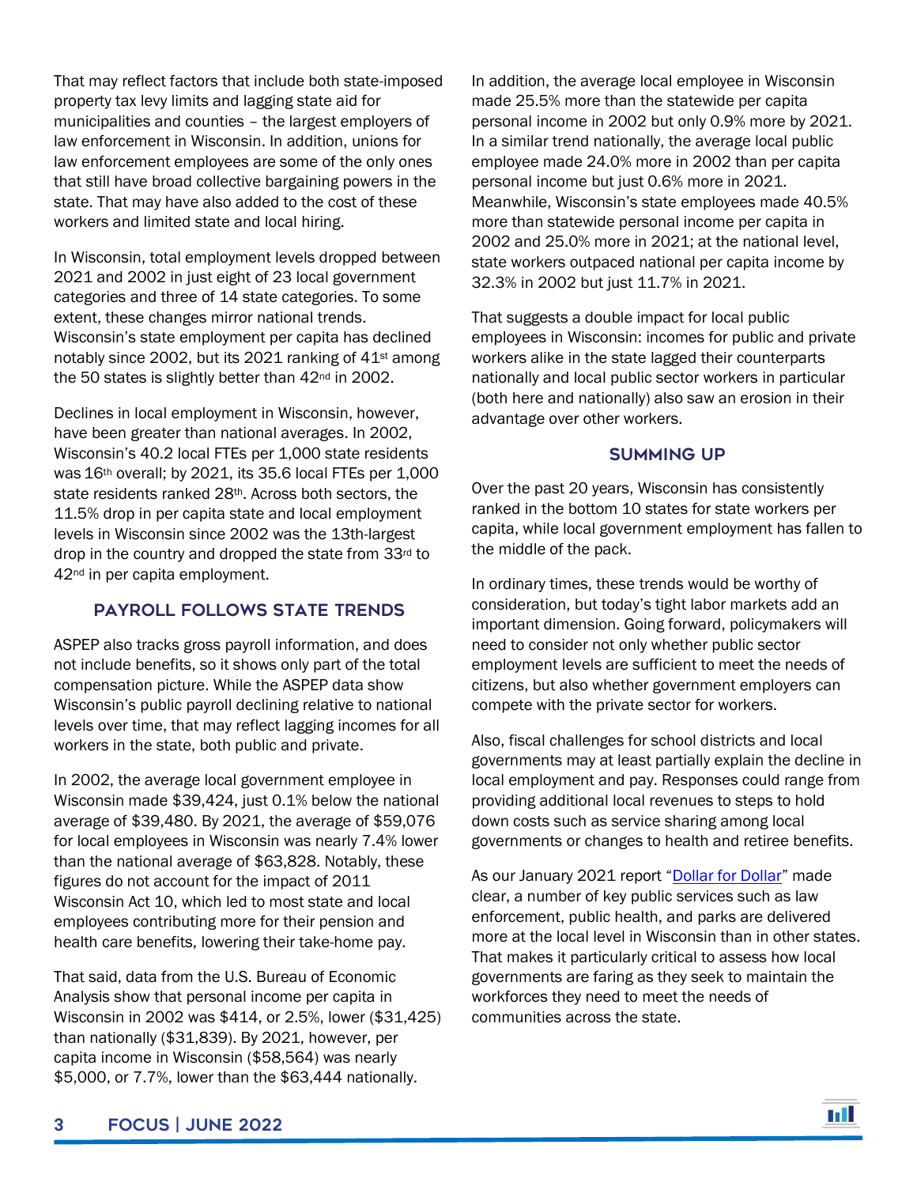That may reflect factors that include both state-imposed property tax levy limits and lagging state aid for municipalities and counties – the largest employers of law enforcement in Wisconsin. In addition, unions for law enforcement employees are some of the only ones that still have broad collective bargaining powers in the state. That may have also added to the cost of these workers and limited state and local hiring.

In Wisconsin, total employment levels dropped between 2021 and 2002 in just eight of 23 local government categories and three of 14 state categories. To some extent, these changes mirror national trends. Wisconsin's state employment per capita has declined notably since 2002, but its 2021 ranking of 41st among the 50 states is slightly better than 42nd in 2002.

Declines in local employment in Wisconsin, however, have been greater than national averages. In 2002, Wisconsin's 40.2 local FTEs per 1,000 state residents was 16th overall; by 2021, its 35.6 local FTEs per 1,000 state residents ranked 28th. Across both sectors, the 11.5% drop in per capita state and local employment levels in Wisconsin since 2002 was the 13th-largest drop in the country and dropped the state from 33rd to 42nd in per capita employment.

## PAYROLL FOLLOWS STATE TRENDS

ASPEP also tracks gross payroll information, and does not include benefits, so it shows only part of the total compensation picture. While the ASPEP data show Wisconsin's public payroll declining relative to national levels over time, that may reflect lagging incomes for all workers in the state, both public and private.

In 2002, the average local government employee in Wisconsin made $39,424, just 0.1% below the national average of $39,480. By 2021, the average of $59,076 for local employees in Wisconsin was nearly 7.4% lower than the national average of $63,828. Notably, these figures do not account for the impact of 2011 Wisconsin Act 10, which led to most state and local employees contributing more for their pension and health care benefits, lowering their take-home pay.

That said, data from the U.S. Bureau of Economic Analysis show that personal income per capita in Wisconsin in 2002 was $414, or 2.5%, lower ($31,425) than nationally ($31,839). By 2021, however, per capita income in Wisconsin ($58,564) was nearly $5,000, or 7.7%, lower than the $63,444 nationally.

In addition, the average local employee in Wisconsin made 25.5% more than the statewide per capita personal income in 2002 but only 0.9% more by 2021. In a similar trend nationally, the average local public employee made 24.0% more in 2002 than per capita personal income but just 0.6% more in 2021. Meanwhile, Wisconsin's state employees made 40.5% more than statewide personal income per capita in 2002 and 25.0% more in 2021; at the national level, state workers outpaced national per capita income by 32.3% in 2002 but just 11.7% in 2021.

That suggests a double impact for local public employees in Wisconsin: incomes for public and private workers alike in the state lagged their counterparts nationally and local public sector workers in particular (both here and nationally) also saw an erosion in their advantage over other workers.

## SUMMING UP

Over the past 20 years, Wisconsin has consistently ranked in the bottom 10 states for state workers per capita, while local government employment has fallen to the middle of the pack.

In ordinary times, these trends would be worthy of consideration, but today's tight labor markets add an important dimension. Going forward, policymakers will need to consider not only whether public sector employment levels are sufficient to meet the needs of citizens, but also whether government employers can compete with the private sector for workers.

Also, fiscal challenges for school districts and local governments may at least partially explain the decline in local employment and pay. Responses could range from providing additional local revenues to steps to hold down costs such as service sharing among local governments or changes to health and retiree benefits.

As our January 2021 report "Dollar for Dollar" made clear, a number of key public services such as law enforcement, public health, and parks are delivered more at the local level in Wisconsin than in other states. That makes it particularly critical to assess how local governments are faring as they seek to maintain the workforces they need to meet the needs of communities across the state.